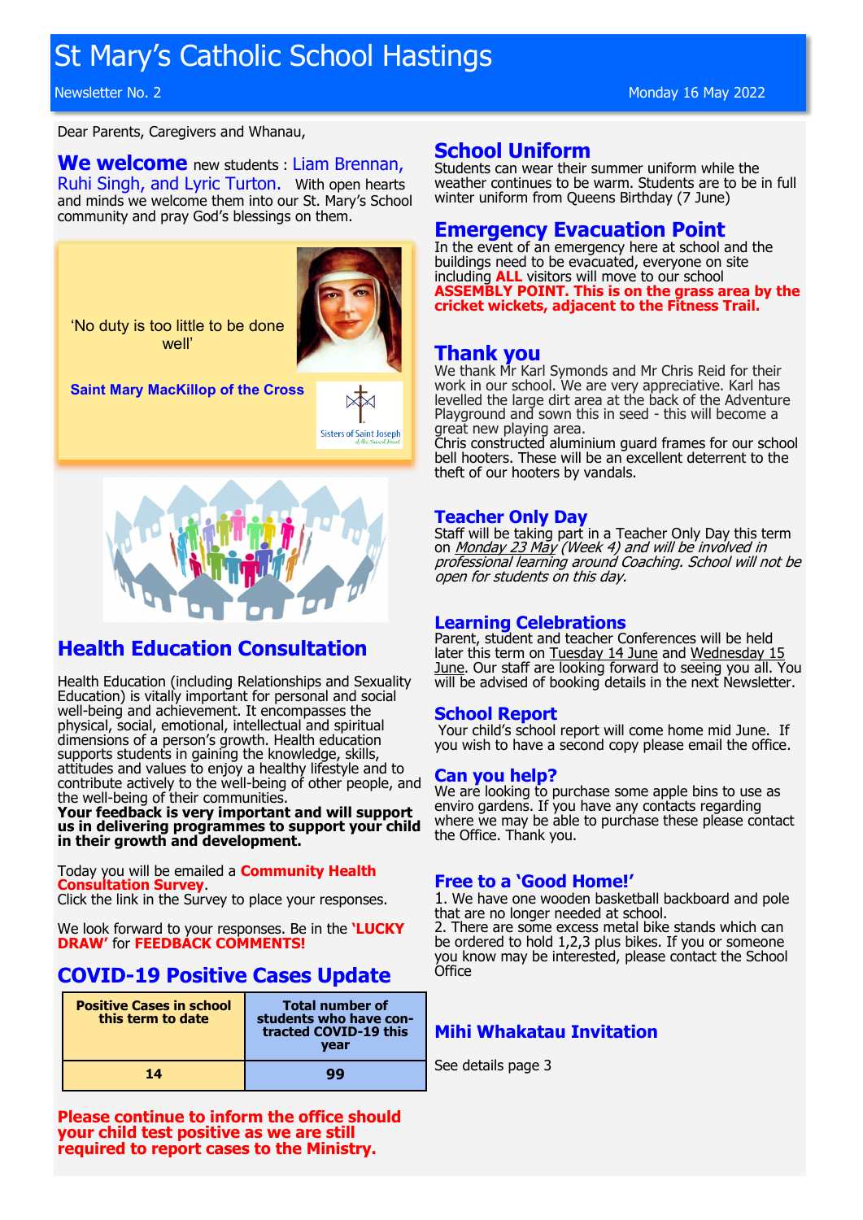# St Mary's Catholic School Hastings

Newsletter No. 2 — Monday 16 May 2022

Dear Parents, Caregivers and Whanau,

**We welcome** new students : Liam Brennan, Ruhi Singh, and Lyric Turton. With open hearts and minds we welcome them into our St. Mary's School community and pray God's blessings on them.

'No duty is too little to be done well'

**Saint Mary MacKillop of the Cross**

Sisters of Saint Joseph of the Sacred Heart

## Health Education Consultation

Health Education (including Relationships and Sexuality Education) is vitally important for personal and social well-being and achievement. It encompasses the physical, social, emotional, intellectual and spiritual dimensions of a person's growth. Health education supports students in gaining the knowledge, skills, attitudes and values to enjoy a healthy lifestyle and to contribute actively to the well-being of other people, and the well-being of their communities.
**Your feedback is very important and will support us in delivering programmes to support your child in their growth and development.**

Today you will be emailed a **Community Health Consultation Survey**.
Click the link in the Survey to place your responses.

We look forward to your responses. Be in the **'LUCKY DRAW'** for **FEEDBACK COMMENTS!**

## COVID-19 Positive Cases Update

| Positive Cases in school this term to date | Total number of students who have contracted COVID-19 this year |
|---|---|
| 14 | 99 |

**Please continue to inform the office should your child test positive as we are still required to report cases to the Ministry.**

## School Uniform

Students can wear their summer uniform while the weather continues to be warm. Students are to be in full winter uniform from Queens Birthday (7 June)

## Emergency Evacuation Point

In the event of an emergency here at school and the buildings need to be evacuated, everyone on site including **ALL** visitors will move to our school **ASSEMBLY POINT. This is on the grass area by the cricket wickets, adjacent to the Fitness Trail.**

## Thank you

We thank Mr Karl Symonds and Mr Chris Reid for their work in our school. We are very appreciative. Karl has levelled the large dirt area at the back of the Adventure Playground and sown this in seed - this will become a great new playing area.
Chris constructed aluminium guard frames for our school bell hooters. These will be an excellent deterrent to the theft of our hooters by vandals.

## Teacher Only Day

Staff will be taking part in a Teacher Only Day this term on *Monday 23 May (Week 4) and will be involved in professional learning around Coaching. School will not be open for students on this day.*

## Learning Celebrations

Parent, student and teacher Conferences will be held later this term on Tuesday 14 June and Wednesday 15 June. Our staff are looking forward to seeing you all. You will be advised of booking details in the next Newsletter.

## School Report

Your child's school report will come home mid June. If you wish to have a second copy please email the office.

## Can you help?

We are looking to purchase some apple bins to use as enviro gardens. If you have any contacts regarding where we may be able to purchase these please contact the Office. Thank you.

## Free to a 'Good Home!'

1. We have one wooden basketball backboard and pole that are no longer needed at school.
2. There are some excess metal bike stands which can be ordered to hold 1,2,3 plus bikes. If you or someone you know may be interested, please contact the School Office

## Mihi Whakatau Invitation

See details page 3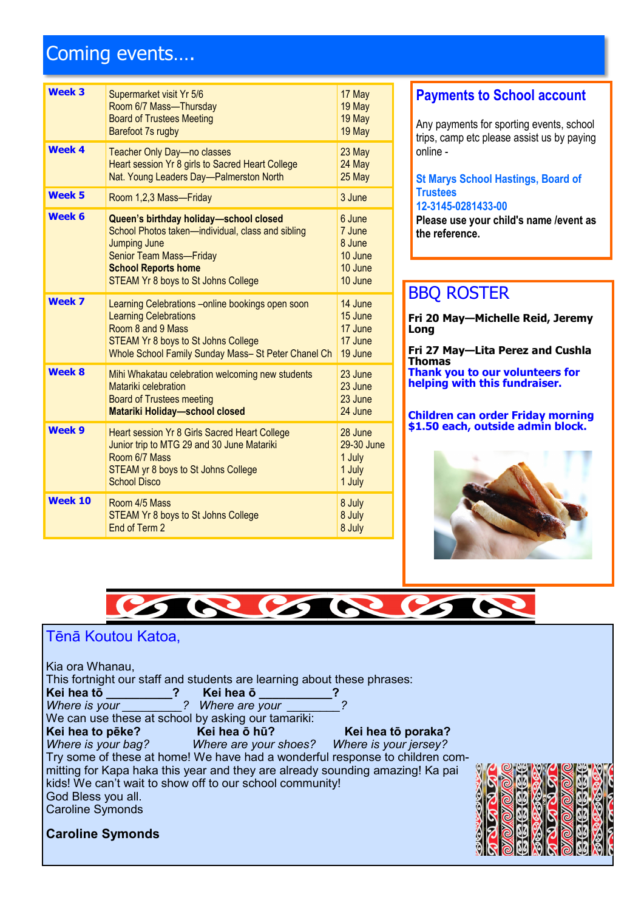# Coming events….

| Week | Event | Date |
|---|---|---|
| **Week 3** | Supermarket visit Yr 5/6<br>Room 6/7 Mass—Thursday<br>Board of Trustees Meeting<br>Barefoot 7s rugby | 17 May<br>19 May<br>19 May<br>19 May |
| **Week 4** | Teacher Only Day—no classes<br>Heart session Yr 8 girls to Sacred Heart College<br>Nat. Young Leaders Day—Palmerston North | 23 May<br>24 May<br>25 May |
| **Week 5** | Room 1,2,3 Mass—Friday | 3 June |
| **Week 6** | **Queen's birthday holiday—school closed**<br>School Photos taken—individual, class and sibling<br>Jumping June<br>Senior Team Mass—Friday<br>**School Reports home**<br>STEAM Yr 8 boys to St Johns College | 6 June<br>7 June<br>8 June<br>10 June<br>10 June<br>10 June |
| **Week 7** | Learning Celebrations –online bookings open soon<br>Learning Celebrations<br>Room 8 and 9 Mass<br>STEAM Yr 8 boys to St Johns College<br>Whole School Family Sunday Mass– St Peter Chanel Ch | 14 June<br>15 June<br>17 June<br>17 June<br>19 June |
| **Week 8** | Mihi Whakatau celebration welcoming new students<br>Matariki celebration<br>Board of Trustees meeting<br>**Matariki Holiday—school closed** | 23 June<br>23 June<br>23 June<br>24 June |
| **Week 9** | Heart session Yr 8 Girls Sacred Heart College<br>Junior trip to MTG 29 and 30 June Matariki<br>Room 6/7 Mass<br>STEAM yr 8 boys to St Johns College<br>School Disco | 28 June<br>29-30 June<br>1 July<br>1 July<br>1 July |
| **Week 10** | Room 4/5 Mass<br>STEAM Yr 8 boys to St Johns College<br>End of Term 2 | 8 July<br>8 July<br>8 July |

## Payments to School account

Any payments for sporting events, school trips, camp etc please assist us by paying online -

**St Marys School Hastings, Board of Trustees**
**12-3145-0281433-00**
**Please use your child's name /event as the reference.**

## BBQ ROSTER

**Fri 20 May—Michelle Reid, Jeremy Long**

**Fri 27 May—Lita Perez and Cushla Thomas**
**Thank you to our volunteers for helping with this fundraiser.**

**Children can order Friday morning $1.50 each, outside admin block.**

## Tēnā Koutou Katoa,

Kia ora Whanau,
This fortnight our staff and students are learning about these phrases:

**Kei hea tō __________?** **Kei hea ō ___________?**
*Where is your _________?* *Where are your ________?*

We can use these at school by asking our tamariki:

**Kei hea to pēke?** **Kei hea ō hū?** **Kei hea tō poraka?**
*Where is your bag?* *Where are your shoes?* *Where is your jersey?*

Try some of these at home! We have had a wonderful response to children committing for Kapa haka this year and they are already sounding amazing! Ka pai kids! We can't wait to show off to our school community!
God Bless you all.
Caroline Symonds

**Caroline Symonds**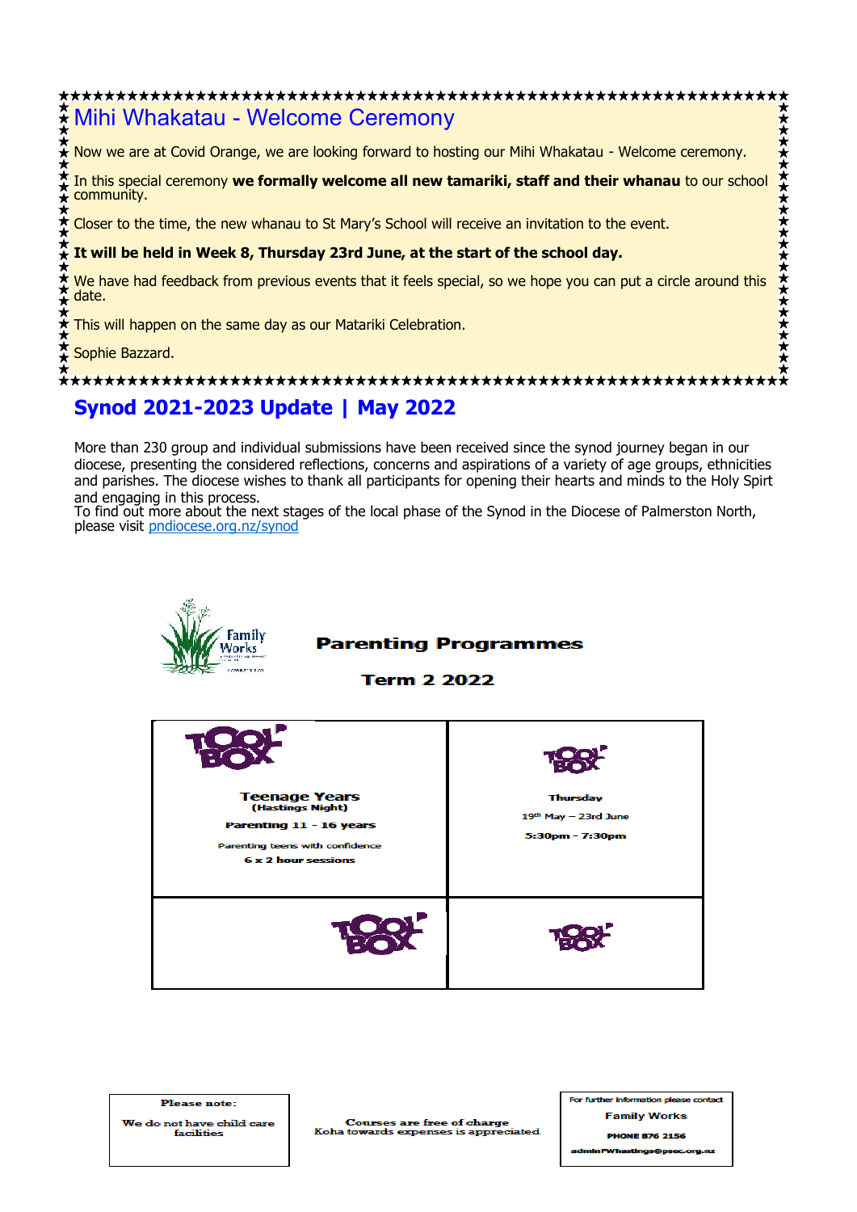## Mihi Whakatau - Welcome Ceremony

Now we are at Covid Orange, we are looking forward to hosting our Mihi Whakatau - Welcome ceremony.

In this special ceremony **we formally welcome all new tamariki, staff and their whanau** to our school community.

Closer to the time, the new whanau to St Mary's School will receive an invitation to the event.

**It will be held in Week 8, Thursday 23rd June, at the start of the school day.**

We have had feedback from previous events that it feels special, so we hope you can put a circle around this date.

This will happen on the same day as our Matariki Celebration.

Sophie Bazzard.

## Synod 2021-2023 Update | May 2022

More than 230 group and individual submissions have been received since the synod journey began in our diocese, presenting the considered reflections, concerns and aspirations of a variety of age groups, ethnicities and parishes. The diocese wishes to thank all participants for opening their hearts and minds to the Holy Spirt and engaging in this process.
To find out more about the next stages of the local phase of the Synod in the Diocese of Palmerston North, please visit pndiocese.org.nz/synod

Family Works

**Parenting Programmes**

**Term 2 2022**

| TOOLBOX | TOOLBOX |
| --- | --- |
| **Teenage Years** (Hastings Night) **Parenting 11 - 16 years** Parenting teens with confidence **6 x 2 hour sessions** | **Thursday** 19th May – 23rd June **5:30pm - 7:30pm** |
| TOOLBOX | TOOLBOX |

**Please note:** We do not have child care facilities

Courses are free of charge
Koha towards expenses is appreciated

For further information please contact
**Family Works**
**PHONE 876 2156**
adminFWhastings@psec.org.nz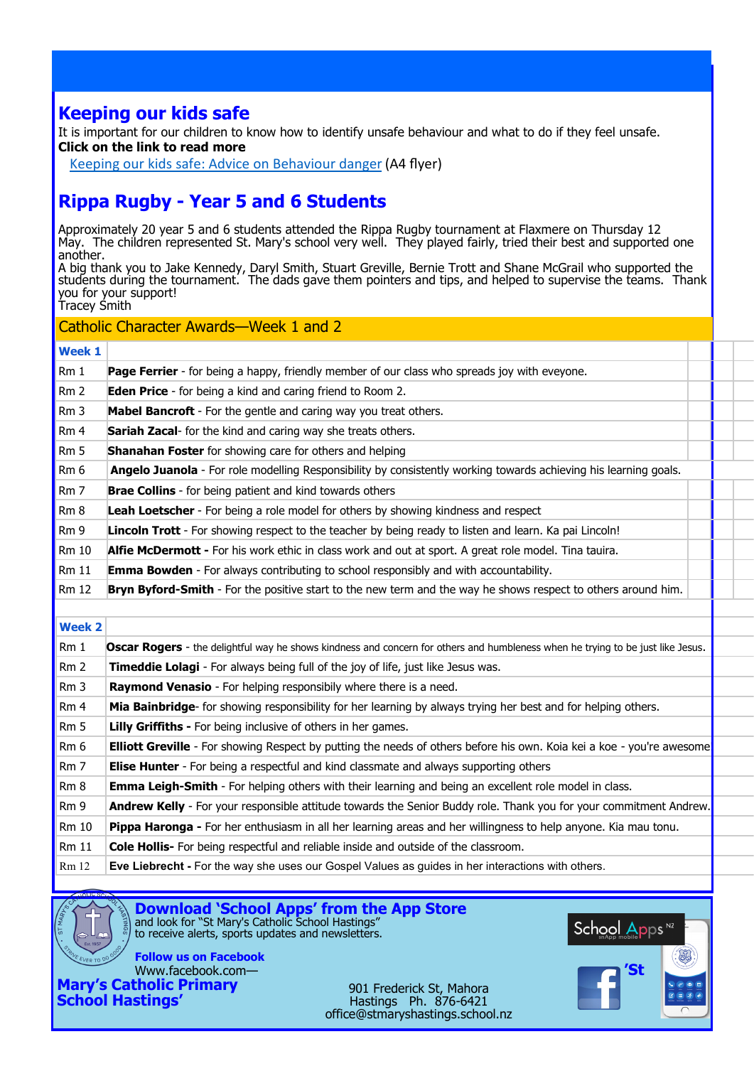## Keeping our kids safe

It is important for our children to know how to identify unsafe behaviour and what to do if they feel unsafe.
**Click on the link to read more**

Keeping our kids safe: Advice on Behaviour danger (A4 flyer)

## Rippa Rugby - Year 5 and 6 Students

Approximately 20 year 5 and 6 students attended the Rippa Rugby tournament at Flaxmere on Thursday 12 May. The children represented St. Mary's school very well. They played fairly, tried their best and supported one another.
A big thank you to Jake Kennedy, Daryl Smith, Stuart Greville, Bernie Trott and Shane McGrail who supported the students during the tournament. The dads gave them pointers and tips, and helped to supervise the teams. Thank you for your support!
Tracey Smith

## Catholic Character Awards—Week 1 and 2

| **Week 1** | |
|---|---|
| Rm 1 | **Page Ferrier** - for being a happy, friendly member of our class who spreads joy with eveyone. |
| Rm 2 | **Eden Price** - for being a kind and caring friend to Room 2. |
| Rm 3 | **Mabel Bancroft** - For the gentle and caring way you treat others. |
| Rm 4 | **Sariah Zacal**- for the kind and caring way she treats others. |
| Rm 5 | **Shanahan Foster** for showing care for others and helping |
| Rm 6 | **Angelo Juanola** - For role modelling Responsibility by consistently working towards achieving his learning goals. |
| Rm 7 | **Brae Collins** - for being patient and kind towards others |
| Rm 8 | **Leah Loetscher** - For being a role model for others by showing kindness and respect |
| Rm 9 | **Lincoln Trott** - For showing respect to the teacher by being ready to listen and learn. Ka pai Lincoln! |
| Rm 10 | **Alfie McDermott -** For his work ethic in class work and out at sport. A great role model. Tina tauira. |
| Rm 11 | **Emma Bowden** - For always contributing to school responsibly and with accountability. |
| Rm 12 | **Bryn Byford-Smith** - For the positive start to the new term and the way he shows respect to others around him. |

| **Week 2** | |
|---|---|
| Rm 1 | **Oscar Rogers** - the delightful way he shows kindness and concern for others and humbleness when he trying to be just like Jesus. |
| Rm 2 | **Timeddie Lolagi** - For always being full of the joy of life, just like Jesus was. |
| Rm 3 | **Raymond Venasio** - For helping responsibily where there is a need. |
| Rm 4 | **Mia Bainbridge**- for showing responsibility for her learning by always trying her best and for helping others. |
| Rm 5 | **Lilly Griffiths -** For being inclusive of others in her games. |
| Rm 6 | **Elliott Greville** - For showing Respect by putting the needs of others before his own. Koia kei a koe - you're awesome |
| Rm 7 | **Elise Hunter** - For being a respectful and kind classmate and always supporting others |
| Rm 8 | **Emma Leigh-Smith** - For helping others with their learning and being an excellent role model in class. |
| Rm 9 | **Andrew Kelly** - For your responsible attitude towards the Senior Buddy role. Thank you for your commitment Andrew. |
| Rm 10 | **Pippa Haronga -** For her enthusiasm in all her learning areas and her willingness to help anyone. Kia mau tonu. |
| Rm 11 | **Cole Hollis-** For being respectful and reliable inside and outside of the classroom. |
| Rm 12 | **Eve Liebrecht -** For the way she uses our Gospel Values as guides in her interactions with others. |

**Download 'School Apps' from the App Store**
and look for "St Mary's Catholic School Hastings"
to receive alerts, sports updates and newsletters.

**Follow us on Facebook**
Www.facebook.com—'St Mary's Catholic Primary School Hastings'

901 Frederick St, Mahora
Hastings Ph. 876-6421
office@stmaryshastings.school.nz